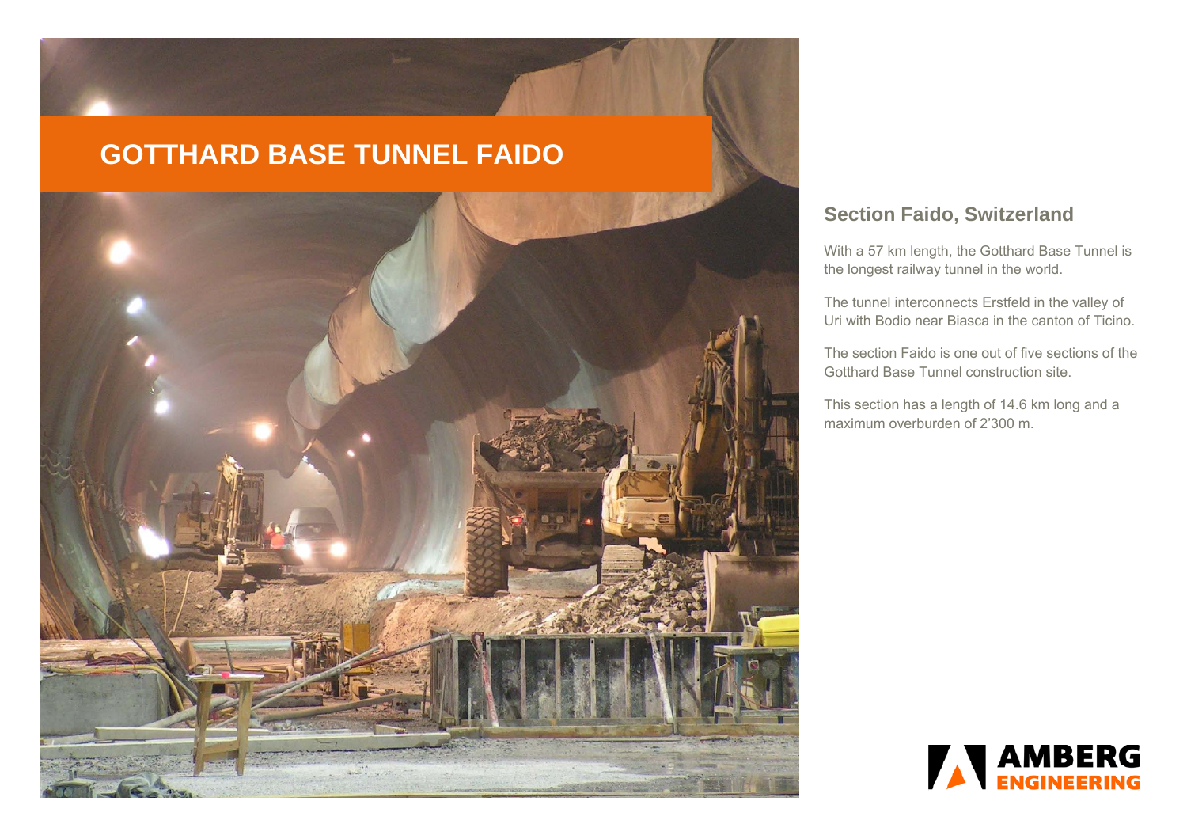# GOTTHARD BASE TUNNEL FAIDO

## Section Faido, Switzerland

With a 57 km length, the Gotthard Base Tunnel is the longest railway tunnel in the world.

The tunnel interconnects Erstfeld in the valley of Uri with Bodio near Biasca in the canton of Ticino.

The section Faido is one out of five sections of the Gotthard Base Tunnel construction site.

This section has a length of 14.6 km long and a maximum overburden of 2'300 m.

AMBERG ENGINEERING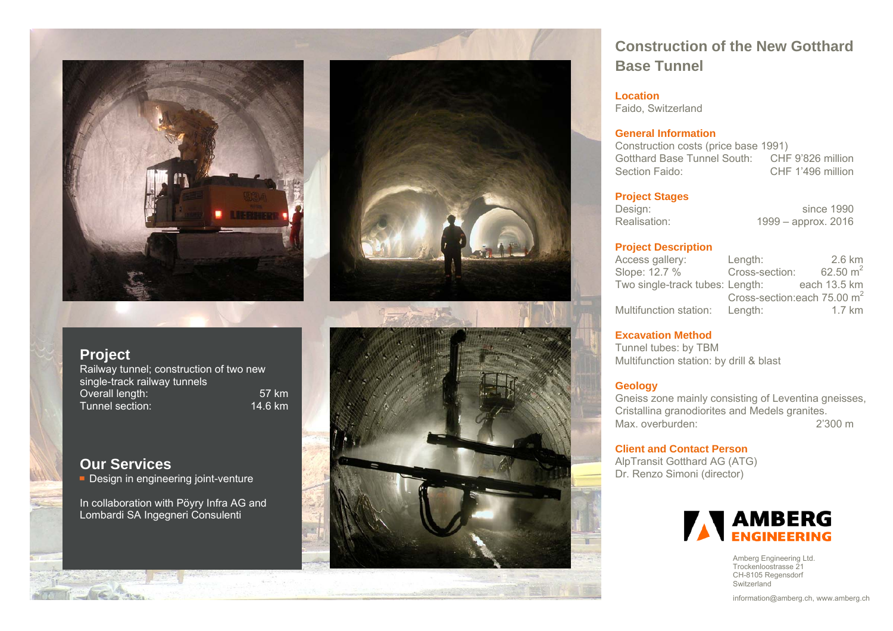## Project

Railway tunnel; construction of two new single-track railway tunnels

| | |
|---|---|
| Overall length: | 57 km |
| Tunnel section: | 14.6 km |

## Our Services

- Design in engineering joint-venture

In collaboration with Pöyry Infra AG and Lombardi SA Ingegneri Consulenti

# Construction of the New Gotthard Base Tunnel

### Location

Faido, Switzerland

### General Information

Construction costs (price base 1991)

| | |
|---|---|
| Gotthard Base Tunnel South: | CHF 9'826 million |
| Section Faido: | CHF 1'496 million |

### Project Stages

| | |
|---|---|
| Design: | since 1990 |
| Realisation: | 1999 – approx. 2016 |

### Project Description

| | | |
|---|---|---|
| Access gallery: | Length: | 2.6 km |
| Slope: 12.7 % | Cross-section: | 62.50 $m^2$ |
| Two single-track tubes: | Length: | each 13.5 km |
| | Cross-section: | each 75.00 $m^2$ |
| Multifunction station: | Length: | 1.7 km |

### Excavation Method

Tunnel tubes: by TBM
Multifunction station: by drill & blast

### Geology

Gneiss zone mainly consisting of Leventina gneisses, Cristallina granodiorites and Medels granites.

Max. overburden: 2'300 m

### Client and Contact Person

AlpTransit Gotthard AG (ATG)
Dr. Renzo Simoni (director)

AMBERG ENGINEERING

Amberg Engineering Ltd.
Trockenloostrasse 21
CH-8105 Regensdorf
Switzerland

information@amberg.ch, www.amberg.ch